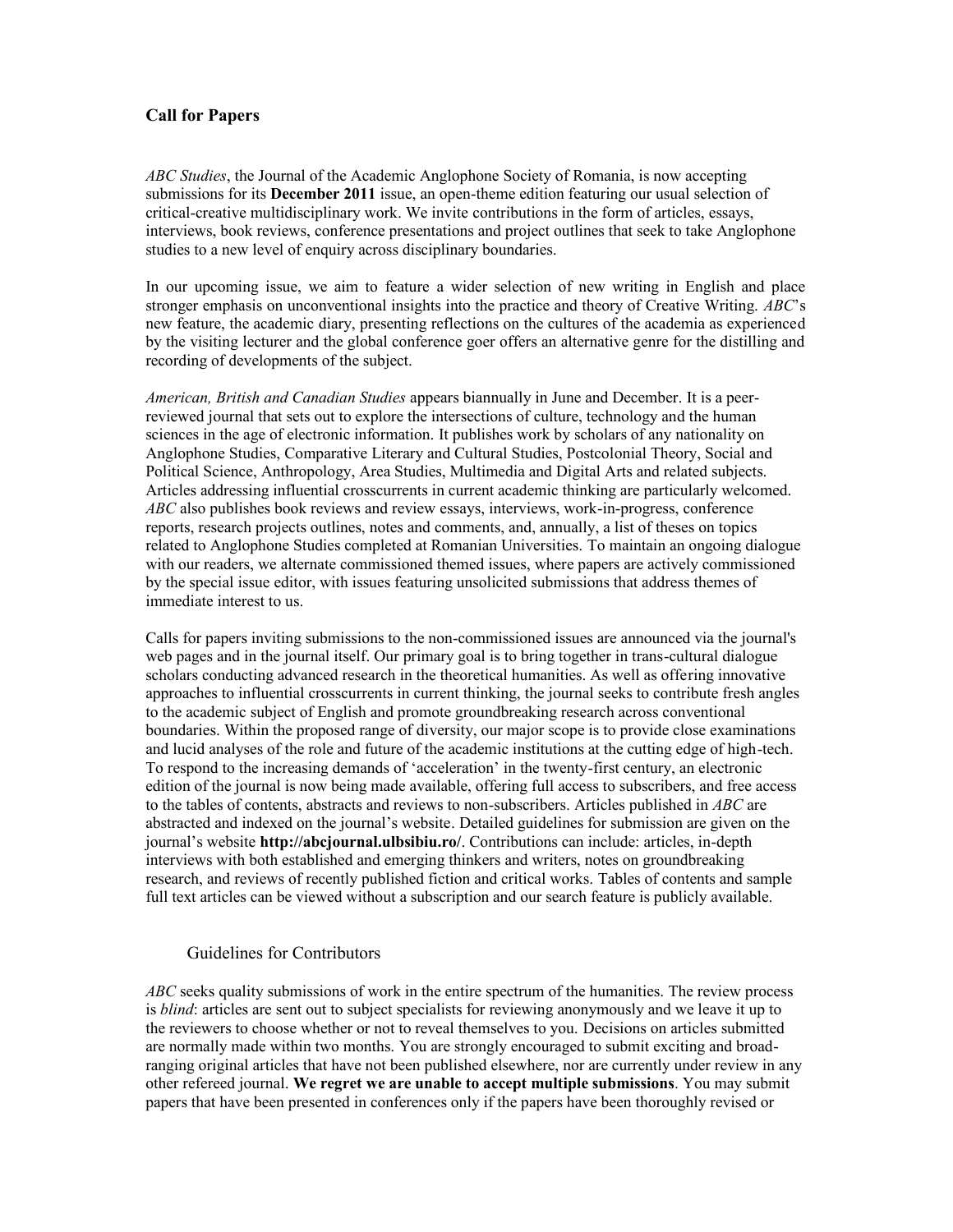## Call for Papers

*ABC Studies*, the Journal of the Academic Anglophone Society of Romania, is now accepting submissions for its **December 2011** issue, an open-theme edition featuring our usual selection of critical-creative multidisciplinary work. We invite contributions in the form of articles, essays, interviews, book reviews, conference presentations and project outlines that seek to take Anglophone studies to a new level of enquiry across disciplinary boundaries.

In our upcoming issue, we aim to feature a wider selection of new writing in English and place stronger emphasis on unconventional insights into the practice and theory of Creative Writing. *ABC*'s new feature, the academic diary, presenting reflections on the cultures of the academia as experienced by the visiting lecturer and the global conference goer offers an alternative genre for the distilling and recording of developments of the subject.

*American, British and Canadian Studies* appears biannually in June and December. It is a peer-reviewed journal that sets out to explore the intersections of culture, technology and the human sciences in the age of electronic information. It publishes work by scholars of any nationality on Anglophone Studies, Comparative Literary and Cultural Studies, Postcolonial Theory, Social and Political Science, Anthropology, Area Studies, Multimedia and Digital Arts and related subjects. Articles addressing influential crosscurrents in current academic thinking are particularly welcomed. *ABC* also publishes book reviews and review essays, interviews, work-in-progress, conference reports, research projects outlines, notes and comments, and, annually, a list of theses on topics related to Anglophone Studies completed at Romanian Universities. To maintain an ongoing dialogue with our readers, we alternate commissioned themed issues, where papers are actively commissioned by the special issue editor, with issues featuring unsolicited submissions that address themes of immediate interest to us.

Calls for papers inviting submissions to the non-commissioned issues are announced via the journal's web pages and in the journal itself. Our primary goal is to bring together in trans-cultural dialogue scholars conducting advanced research in the theoretical humanities. As well as offering innovative approaches to influential crosscurrents in current thinking, the journal seeks to contribute fresh angles to the academic subject of English and promote groundbreaking research across conventional boundaries. Within the proposed range of diversity, our major scope is to provide close examinations and lucid analyses of the role and future of the academic institutions at the cutting edge of high-tech. To respond to the increasing demands of 'acceleration' in the twenty-first century, an electronic edition of the journal is now being made available, offering full access to subscribers, and free access to the tables of contents, abstracts and reviews to non-subscribers. Articles published in *ABC* are abstracted and indexed on the journal's website. Detailed guidelines for submission are given on the journal's website **http://abcjournal.ulbsibiu.ro/**. Contributions can include: articles, in-depth interviews with both established and emerging thinkers and writers, notes on groundbreaking research, and reviews of recently published fiction and critical works. Tables of contents and sample full text articles can be viewed without a subscription and our search feature is publicly available.

### Guidelines for Contributors

*ABC* seeks quality submissions of work in the entire spectrum of the humanities. The review process is *blind*: articles are sent out to subject specialists for reviewing anonymously and we leave it up to the reviewers to choose whether or not to reveal themselves to you. Decisions on articles submitted are normally made within two months. You are strongly encouraged to submit exciting and broad-ranging original articles that have not been published elsewhere, nor are currently under review in any other refereed journal. **We regret we are unable to accept multiple submissions**. You may submit papers that have been presented in conferences only if the papers have been thoroughly revised or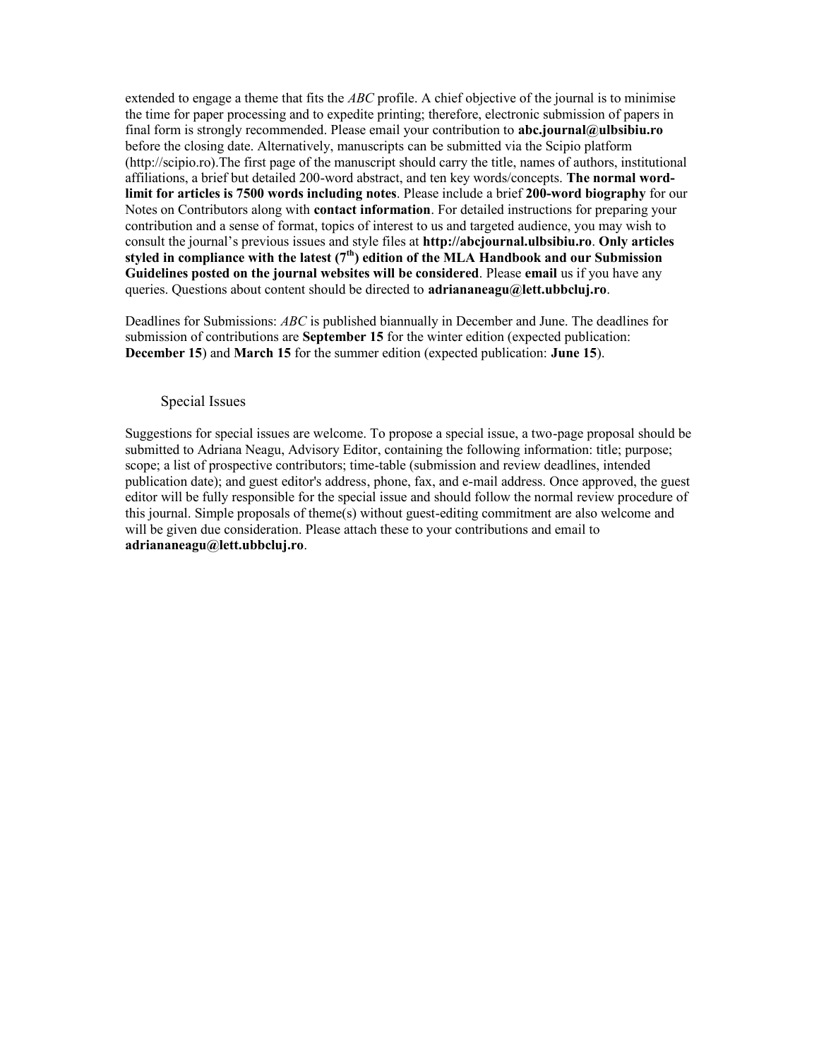extended to engage a theme that fits the *ABC* profile. A chief objective of the journal is to minimise the time for paper processing and to expedite printing; therefore, electronic submission of papers in final form is strongly recommended. Please email your contribution to **abc.journal@ulbsibiu.ro** before the closing date. Alternatively, manuscripts can be submitted via the Scipio platform (http://scipio.ro).The first page of the manuscript should carry the title, names of authors, institutional affiliations, a brief but detailed 200-word abstract, and ten key words/concepts. **The normal word-limit for articles is 7500 words including notes**. Please include a brief **200-word biography** for our Notes on Contributors along with **contact information**. For detailed instructions for preparing your contribution and a sense of format, topics of interest to us and targeted audience, you may wish to consult the journal's previous issues and style files at **http://abcjournal.ulbsibiu.ro**. **Only articles styled in compliance with the latest (7th) edition of the MLA Handbook and our Submission Guidelines posted on the journal websites will be considered**. Please **email** us if you have any queries. Questions about content should be directed to **adriananeagu@lett.ubbcluj.ro**.

Deadlines for Submissions: *ABC* is published biannually in December and June. The deadlines for submission of contributions are **September 15** for the winter edition (expected publication: **December 15**) and **March 15** for the summer edition (expected publication: **June 15**).

## Special Issues

Suggestions for special issues are welcome. To propose a special issue, a two-page proposal should be submitted to Adriana Neagu, Advisory Editor, containing the following information: title; purpose; scope; a list of prospective contributors; time-table (submission and review deadlines, intended publication date); and guest editor's address, phone, fax, and e-mail address. Once approved, the guest editor will be fully responsible for the special issue and should follow the normal review procedure of this journal. Simple proposals of theme(s) without guest-editing commitment are also welcome and will be given due consideration. Please attach these to your contributions and email to **adriananeagu@lett.ubbcluj.ro**.